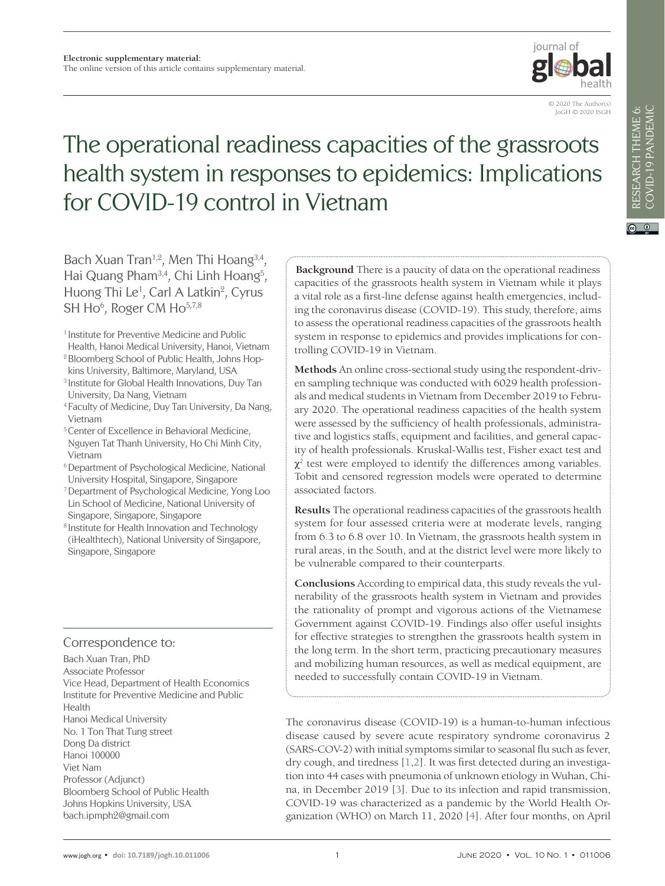Electronic supplementary material:
The online version of this article contains supplementary material.

# The operational readiness capacities of the grassroots health system in responses to epidemics: Implications for COVID-19 control in Vietnam

Bach Xuan Tran[1,2], Men Thi Hoang[3,4], Hai Quang Pham[3,4], Chi Linh Hoang[5], Huong Thi Le[1], Carl A Latkin[2], Cyrus SH Ho[6], Roger CM Ho[5,7,8]

[1] Institute for Preventive Medicine and Public Health, Hanoi Medical University, Hanoi, Vietnam
[2] Bloomberg School of Public Health, Johns Hopkins University, Baltimore, Maryland, USA
[3] Institute for Global Health Innovations, Duy Tan University, Da Nang, Vietnam
[4] Faculty of Medicine, Duy Tan University, Da Nang, Vietnam
[5] Center of Excellence in Behavioral Medicine, Nguyen Tat Thanh University, Ho Chi Minh City, Vietnam
[6] Department of Psychological Medicine, National University Hospital, Singapore, Singapore
[7] Department of Psychological Medicine, Yong Loo Lin School of Medicine, National University of Singapore, Singapore, Singapore
[8] Institute for Health Innovation and Technology (iHealthtech), National University of Singapore, Singapore, Singapore

**Background** There is a paucity of data on the operational readiness capacities of the grassroots health system in Vietnam while it plays a vital role as a first-line defense against health emergencies, including the coronavirus disease (COVID-19). This study, therefore, aims to assess the operational readiness capacities of the grassroots health system in response to epidemics and provides implications for controlling COVID-19 in Vietnam.

**Methods** An online cross-sectional study using the respondent-driven sampling technique was conducted with 6029 health professionals and medical students in Vietnam from December 2019 to February 2020. The operational readiness capacities of the health system were assessed by the sufficiency of health professionals, administrative and logistics staffs, equipment and facilities, and general capacity of health professionals. Kruskal-Wallis test, Fisher exact test and $\chi^2$ test were employed to identify the differences among variables. Tobit and censored regression models were operated to determine associated factors.

**Results** The operational readiness capacities of the grassroots health system for four assessed criteria were at moderate levels, ranging from 6.3 to 6.8 over 10. In Vietnam, the grassroots health system in rural areas, in the South, and at the district level were more likely to be vulnerable compared to their counterparts.

**Conclusions** According to empirical data, this study reveals the vulnerability of the grassroots health system in Vietnam and provides the rationality of prompt and vigorous actions of the Vietnamese Government against COVID-19. Findings also offer useful insights for effective strategies to strengthen the grassroots health system in the long term. In the short term, practicing precautionary measures and mobilizing human resources, as well as medical equipment, are needed to successfully contain COVID-19 in Vietnam.

## Correspondence to:

Bach Xuan Tran, PhD
Associate Professor
Vice Head, Department of Health Economics
Institute for Preventive Medicine and Public Health
Hanoi Medical University
No. 1 Ton That Tung street
Dong Da district
Hanoi 100000
Viet Nam
Professor (Adjunct)
Bloomberg School of Public Health
Johns Hopkins University, USA
bach.ipmph2@gmail.com

The coronavirus disease (COVID-19) is a human-to-human infectious disease caused by severe acute respiratory syndrome coronavirus 2 (SARS-COV-2) with initial symptoms similar to seasonal flu such as fever, dry cough, and tiredness [1,2]. It was first detected during an investigation into 44 cases with pneumonia of unknown etiology in Wuhan, China, in December 2019 [3]. Due to its infection and rapid transmission, COVID-19 was characterized as a pandemic by the World Health Organization (WHO) on March 11, 2020 [4]. After four months, on April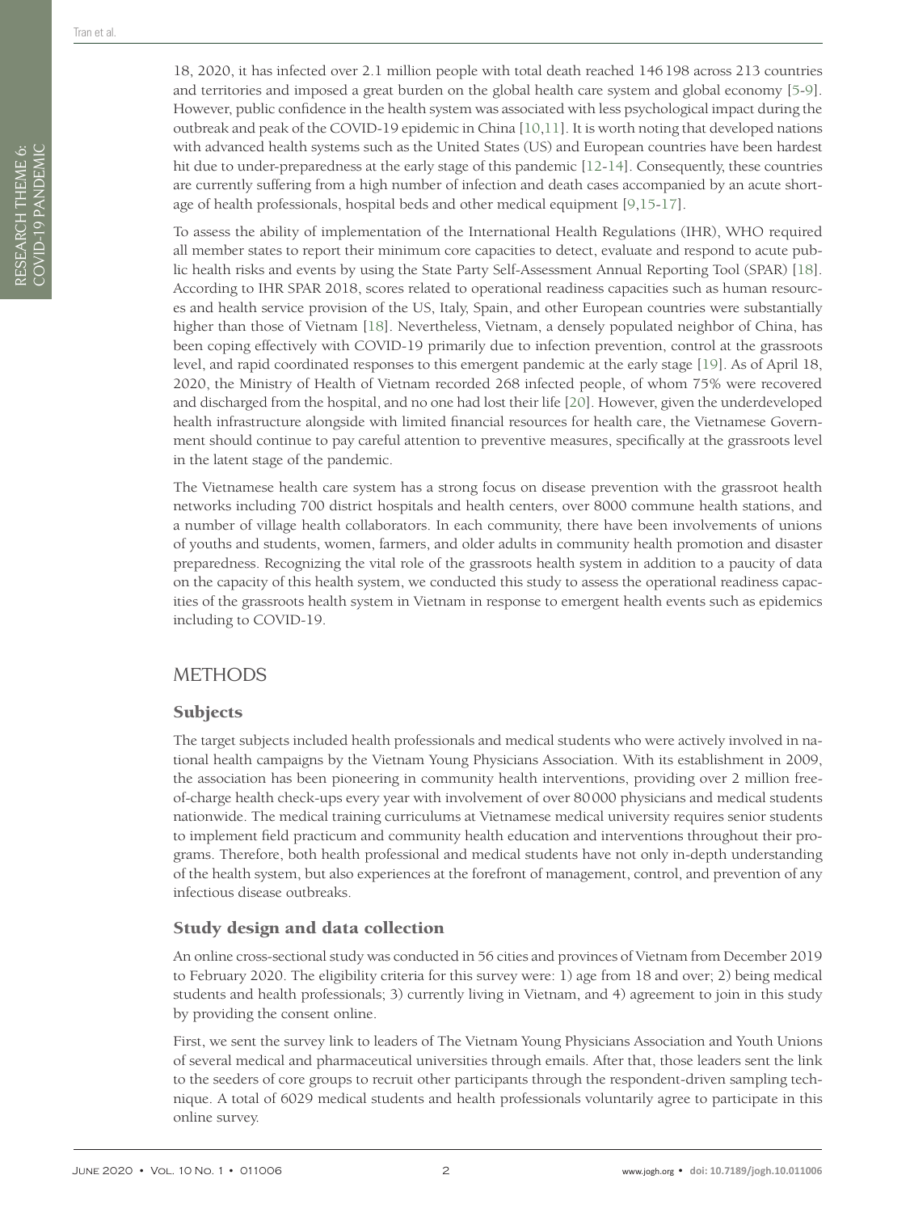18, 2020, it has infected over 2.1 million people with total death reached 146198 across 213 countries and territories and imposed a great burden on the global health care system and global economy [5-9]. However, public confidence in the health system was associated with less psychological impact during the outbreak and peak of the COVID-19 epidemic in China [10,11]. It is worth noting that developed nations with advanced health systems such as the United States (US) and European countries have been hardest hit due to under-preparedness at the early stage of this pandemic [12-14]. Consequently, these countries are currently suffering from a high number of infection and death cases accompanied by an acute shortage of health professionals, hospital beds and other medical equipment [9,15-17].

To assess the ability of implementation of the International Health Regulations (IHR), WHO required all member states to report their minimum core capacities to detect, evaluate and respond to acute public health risks and events by using the State Party Self-Assessment Annual Reporting Tool (SPAR) [18]. According to IHR SPAR 2018, scores related to operational readiness capacities such as human resources and health service provision of the US, Italy, Spain, and other European countries were substantially higher than those of Vietnam [18]. Nevertheless, Vietnam, a densely populated neighbor of China, has been coping effectively with COVID-19 primarily due to infection prevention, control at the grassroots level, and rapid coordinated responses to this emergent pandemic at the early stage [19]. As of April 18, 2020, the Ministry of Health of Vietnam recorded 268 infected people, of whom 75% were recovered and discharged from the hospital, and no one had lost their life [20]. However, given the underdeveloped health infrastructure alongside with limited financial resources for health care, the Vietnamese Government should continue to pay careful attention to preventive measures, specifically at the grassroots level in the latent stage of the pandemic.

The Vietnamese health care system has a strong focus on disease prevention with the grassroot health networks including 700 district hospitals and health centers, over 8000 commune health stations, and a number of village health collaborators. In each community, there have been involvements of unions of youths and students, women, farmers, and older adults in community health promotion and disaster preparedness. Recognizing the vital role of the grassroots health system in addition to a paucity of data on the capacity of this health system, we conducted this study to assess the operational readiness capacities of the grassroots health system in Vietnam in response to emergent health events such as epidemics including to COVID-19.

## METHODS

### Subjects

The target subjects included health professionals and medical students who were actively involved in national health campaigns by the Vietnam Young Physicians Association. With its establishment in 2009, the association has been pioneering in community health interventions, providing over 2 million free-of-charge health check-ups every year with involvement of over 80000 physicians and medical students nationwide. The medical training curriculums at Vietnamese medical university requires senior students to implement field practicum and community health education and interventions throughout their programs. Therefore, both health professional and medical students have not only in-depth understanding of the health system, but also experiences at the forefront of management, control, and prevention of any infectious disease outbreaks.

### Study design and data collection

An online cross-sectional study was conducted in 56 cities and provinces of Vietnam from December 2019 to February 2020. The eligibility criteria for this survey were: 1) age from 18 and over; 2) being medical students and health professionals; 3) currently living in Vietnam, and 4) agreement to join in this study by providing the consent online.

First, we sent the survey link to leaders of The Vietnam Young Physicians Association and Youth Unions of several medical and pharmaceutical universities through emails. After that, those leaders sent the link to the seeders of core groups to recruit other participants through the respondent-driven sampling technique. A total of 6029 medical students and health professionals voluntarily agree to participate in this online survey.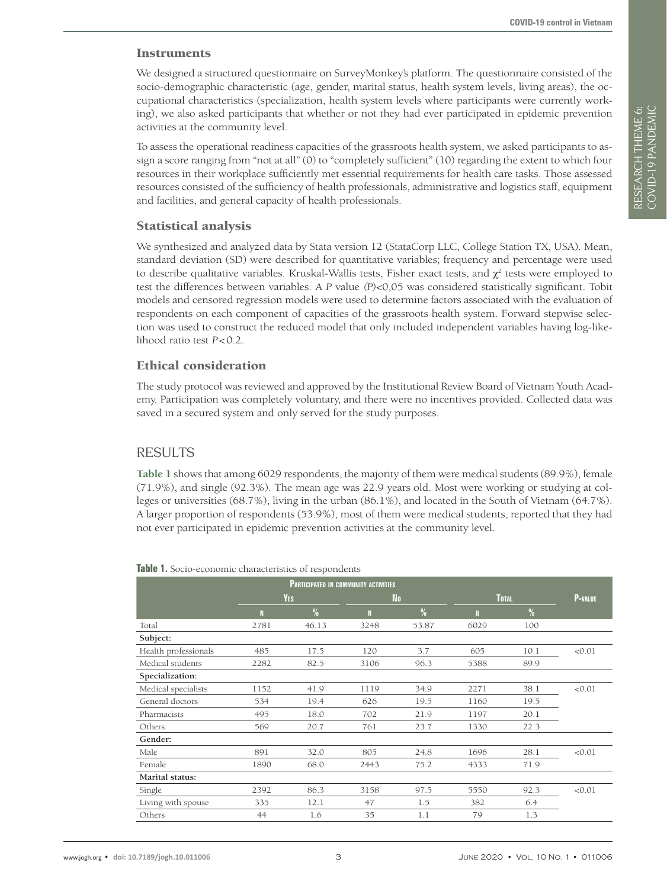## Instruments

We designed a structured questionnaire on SurveyMonkey's platform. The questionnaire consisted of the socio-demographic characteristic (age, gender, marital status, health system levels, living areas), the occupational characteristics (specialization, health system levels where participants were currently working), we also asked participants that whether or not they had ever participated in epidemic prevention activities at the community level.

To assess the operational readiness capacities of the grassroots health system, we asked participants to assign a score ranging from "not at all" (0) to "completely sufficient" (10) regarding the extent to which four resources in their workplace sufficiently met essential requirements for health care tasks. Those assessed resources consisted of the sufficiency of health professionals, administrative and logistics staff, equipment and facilities, and general capacity of health professionals.

## Statistical analysis

We synthesized and analyzed data by Stata version 12 (StataCorp LLC, College Station TX, USA). Mean, standard deviation (SD) were described for quantitative variables; frequency and percentage were used to describe qualitative variables. Kruskal-Wallis tests, Fisher exact tests, and $\chi^2$ tests were employed to test the differences between variables. A *P* value (*P*)<0,05 was considered statistically significant. Tobit models and censored regression models were used to determine factors associated with the evaluation of respondents on each component of capacities of the grassroots health system. Forward stepwise selection was used to construct the reduced model that only included independent variables having log-likelihood ratio test $P<0.2$.

## Ethical consideration

The study protocol was reviewed and approved by the Institutional Review Board of Vietnam Youth Academy. Participation was completely voluntary, and there were no incentives provided. Collected data was saved in a secured system and only served for the study purposes.

# RESULTS

**Table 1** shows that among 6029 respondents, the majority of them were medical students (89.9%), female (71.9%), and single (92.3%). The mean age was 22.9 years old. Most were working or studying at colleges or universities (68.7%), living in the urban (86.1%), and located in the South of Vietnam (64.7%). A larger proportion of respondents (53.9%), most of them were medical students, reported that they had not ever participated in epidemic prevention activities at the community level.

**Table 1.** Socio-economic characteristics of respondents

| | Participated in community activities | | | | | | |
|---|---|---|---|---|---|---|---|
| | Yes | | No | | Total | | P-value |
| | N | % | N | % | N | % | |
| Total | 2781 | 46.13 | 3248 | 53.87 | 6029 | 100 | |
| **Subject:** | | | | | | | |
| Health professionals | 485 | 17.5 | 120 | 3.7 | 605 | 10.1 | <0.01 |
| Medical students | 2282 | 82.5 | 3106 | 96.3 | 5388 | 89.9 | |
| **Specialization:** | | | | | | | |
| Medical specialists | 1152 | 41.9 | 1119 | 34.9 | 2271 | 38.1 | <0.01 |
| General doctors | 534 | 19.4 | 626 | 19.5 | 1160 | 19.5 | |
| Pharmacists | 495 | 18.0 | 702 | 21.9 | 1197 | 20.1 | |
| Others | 569 | 20.7 | 761 | 23.7 | 1330 | 22.3 | |
| **Gender:** | | | | | | | |
| Male | 891 | 32.0 | 805 | 24.8 | 1696 | 28.1 | <0.01 |
| Female | 1890 | 68.0 | 2443 | 75.2 | 4333 | 71.9 | |
| **Marital status:** | | | | | | | |
| Single | 2392 | 86.3 | 3158 | 97.5 | 5550 | 92.3 | <0.01 |
| Living with spouse | 335 | 12.1 | 47 | 1.5 | 382 | 6.4 | |
| Others | 44 | 1.6 | 35 | 1.1 | 79 | 1.3 | |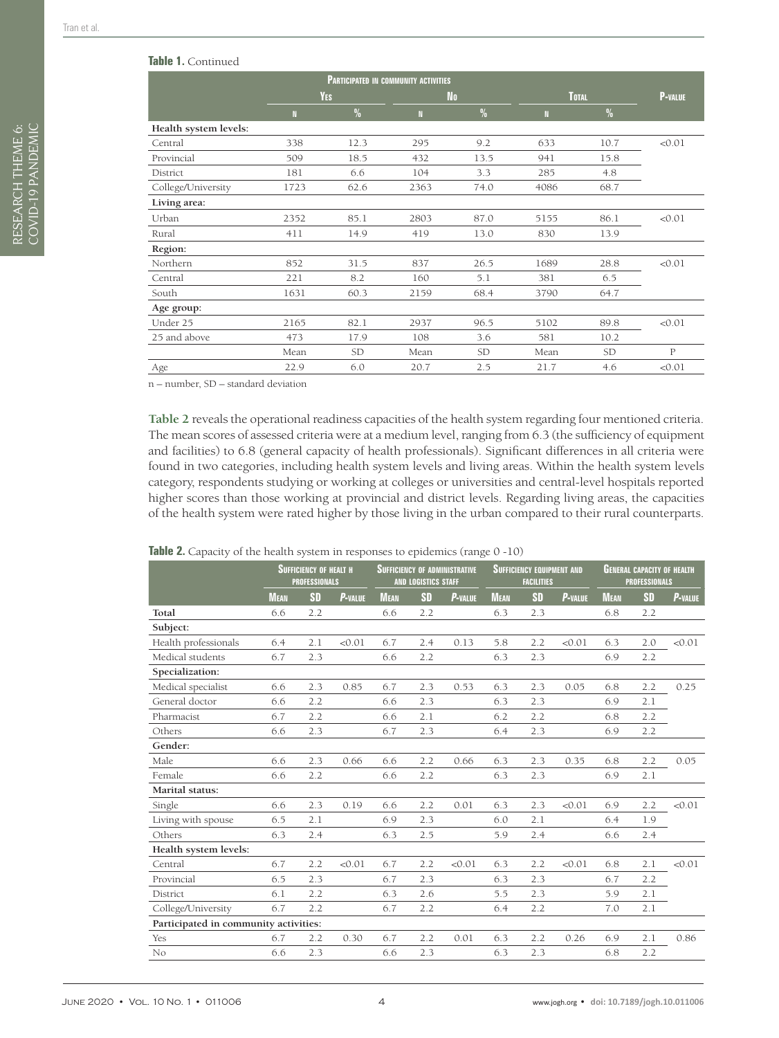**Table 1.** Continued

| | Participated in community activities | | | | | | P-value |
|---|---|---|---|---|---|---|---|
| | Yes | | No | | Total | | |
| | n | % | n | % | n | % | |
| **Health system levels:** | | | | | | | |
| Central | 338 | 12.3 | 295 | 9.2 | 633 | 10.7 | <0.01 |
| Provincial | 509 | 18.5 | 432 | 13.5 | 941 | 15.8 | |
| District | 181 | 6.6 | 104 | 3.3 | 285 | 4.8 | |
| College/University | 1723 | 62.6 | 2363 | 74.0 | 4086 | 68.7 | |
| **Living area:** | | | | | | | |
| Urban | 2352 | 85.1 | 2803 | 87.0 | 5155 | 86.1 | <0.01 |
| Rural | 411 | 14.9 | 419 | 13.0 | 830 | 13.9 | |
| **Region:** | | | | | | | |
| Northern | 852 | 31.5 | 837 | 26.5 | 1689 | 28.8 | <0.01 |
| Central | 221 | 8.2 | 160 | 5.1 | 381 | 6.5 | |
| South | 1631 | 60.3 | 2159 | 68.4 | 3790 | 64.7 | |
| **Age group:** | | | | | | | |
| Under 25 | 2165 | 82.1 | 2937 | 96.5 | 5102 | 89.8 | <0.01 |
| 25 and above | 473 | 17.9 | 108 | 3.6 | 581 | 10.2 | |
| | Mean | SD | Mean | SD | Mean | SD | P |
| Age | 22.9 | 6.0 | 20.7 | 2.5 | 21.7 | 4.6 | <0.01 |

n – number, SD – standard deviation

**Table 2** reveals the operational readiness capacities of the health system regarding four mentioned criteria. The mean scores of assessed criteria were at a medium level, ranging from 6.3 (the sufficiency of equipment and facilities) to 6.8 (general capacity of health professionals). Significant differences in all criteria were found in two categories, including health system levels and living areas. Within the health system levels category, respondents studying or working at colleges or universities and central-level hospitals reported higher scores than those working at provincial and district levels. Regarding living areas, the capacities of the health system were rated higher by those living in the urban compared to their rural counterparts.

**Table 2.** Capacity of the health system in responses to epidemics (range 0 -10)

| | Sufficiency of healt h professionals | | | Sufficiency of administrative and logistics staff | | | Sufficiency equipment and facilities | | | General capacity of health professionals | | |
|---|---|---|---|---|---|---|---|---|---|---|---|---|
| | Mean | SD | P-value | Mean | SD | P-value | Mean | SD | P-value | Mean | SD | P-value |
| **Total** | 6.6 | 2.2 | | 6.6 | 2.2 | | 6.3 | 2.3 | | 6.8 | 2.2 | |
| **Subject:** | | | | | | | | | | | | |
| Health professionals | 6.4 | 2.1 | <0.01 | 6.7 | 2.4 | 0.13 | 5.8 | 2.2 | <0.01 | 6.3 | 2.0 | <0.01 |
| Medical students | 6.7 | 2.3 | | 6.6 | 2.2 | | 6.3 | 2.3 | | 6.9 | 2.2 | |
| **Specialization:** | | | | | | | | | | | | |
| Medical specialist | 6.6 | 2.3 | 0.85 | 6.7 | 2.3 | 0.53 | 6.3 | 2.3 | 0.05 | 6.8 | 2.2 | 0.25 |
| General doctor | 6.6 | 2.2 | | 6.6 | 2.3 | | 6.3 | 2.3 | | 6.9 | 2.1 | |
| Pharmacist | 6.7 | 2.2 | | 6.6 | 2.1 | | 6.2 | 2.2 | | 6.8 | 2.2 | |
| Others | 6.6 | 2.3 | | 6.7 | 2.3 | | 6.4 | 2.3 | | 6.9 | 2.2 | |
| **Gender:** | | | | | | | | | | | | |
| Male | 6.6 | 2.3 | 0.66 | 6.6 | 2.2 | 0.66 | 6.3 | 2.3 | 0.35 | 6.8 | 2.2 | 0.05 |
| Female | 6.6 | 2.2 | | 6.6 | 2.2 | | 6.3 | 2.3 | | 6.9 | 2.1 | |
| **Marital status:** | | | | | | | | | | | | |
| Single | 6.6 | 2.3 | 0.19 | 6.6 | 2.2 | 0.01 | 6.3 | 2.3 | <0.01 | 6.9 | 2.2 | <0.01 |
| Living with spouse | 6.5 | 2.1 | | 6.9 | 2.3 | | 6.0 | 2.1 | | 6.4 | 1.9 | |
| Others | 6.3 | 2.4 | | 6.3 | 2.5 | | 5.9 | 2.4 | | 6.6 | 2.4 | |
| **Health system levels:** | | | | | | | | | | | | |
| Central | 6.7 | 2.2 | <0.01 | 6.7 | 2.2 | <0.01 | 6.3 | 2.2 | <0.01 | 6.8 | 2.1 | <0.01 |
| Provincial | 6.5 | 2.3 | | 6.7 | 2.3 | | 6.3 | 2.3 | | 6.7 | 2.2 | |
| District | 6.1 | 2.2 | | 6.3 | 2.6 | | 5.5 | 2.3 | | 5.9 | 2.1 | |
| College/University | 6.7 | 2.2 | | 6.7 | 2.2 | | 6.4 | 2.2 | | 7.0 | 2.1 | |
| **Participated in community activities:** | | | | | | | | | | | | |
| Yes | 6.7 | 2.2 | 0.30 | 6.7 | 2.2 | 0.01 | 6.3 | 2.2 | 0.26 | 6.9 | 2.1 | 0.86 |
| No | 6.6 | 2.3 | | 6.6 | 2.3 | | 6.3 | 2.3 | | 6.8 | 2.2 | |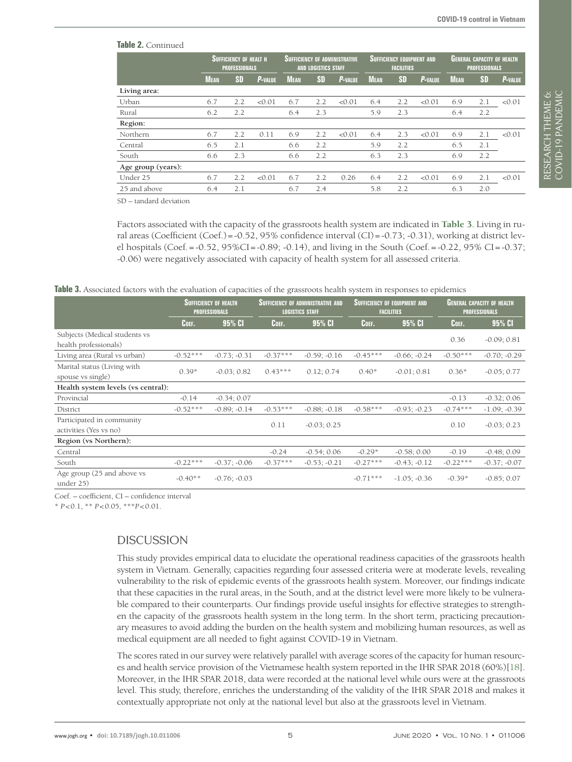**Table 2.** Continued

| | Sufficiency of healt h professionals | | | Sufficiency of administrative and logistics staff | | | Sufficiency equipment and facilities | | | General capacity of health professionals | | |
|---|---|---|---|---|---|---|---|---|---|---|---|---|
| | Mean | SD | P-value | Mean | SD | P-value | Mean | SD | P-value | Mean | SD | P-value |
| **Living area:** | | | | | | | | | | | | |
| Urban | 6.7 | 2.2 | <0.01 | 6.7 | 2.2 | <0.01 | 6.4 | 2.2 | <0.01 | 6.9 | 2.1 | <0.01 |
| Rural | 6.2 | 2.2 | | 6.4 | 2.3 | | 5.9 | 2.3 | | 6.4 | 2.2 | |
| **Region:** | | | | | | | | | | | | |
| Northern | 6.7 | 2.2 | 0.11 | 6.9 | 2.2 | <0.01 | 6.4 | 2.3 | <0.01 | 6.9 | 2.1 | <0.01 |
| Central | 6.5 | 2.1 | | 6.6 | 2.2 | | 5.9 | 2.2 | | 6.5 | 2.1 | |
| South | 6.6 | 2.3 | | 6.6 | 2.2 | | 6.3 | 2.3 | | 6.9 | 2.2 | |
| **Age group (years):** | | | | | | | | | | | | |
| Under 25 | 6.7 | 2.2 | <0.01 | 6.7 | 2.2 | 0.26 | 6.4 | 2.2 | <0.01 | 6.9 | 2.1 | <0.01 |
| 25 and above | 6.4 | 2.1 | | 6.7 | 2.4 | | 5.8 | 2.2 | | 6.3 | 2.0 | |

SD – tandard deviation

Factors associated with the capacity of the grassroots health system are indicated in **Table 3**. Living in rural areas (Coefficient (Coef.) = -0.52, 95% confidence interval (CI) = -0.73; -0.31), working at district level hospitals (Coef. = -0.52, 95%CI = -0.89; -0.14), and living in the South (Coef. = -0.22, 95% CI = -0.37; -0.06) were negatively associated with capacity of health system for all assessed criteria.

**Table 3.** Associated factors with the evaluation of capacities of the grassroots health system in responses to epidemics

| | Sufficiency of health professionals | | Sufficiency of administrative and logistics staff | | Sufficiency of equipment and facilities | | General capacity of health professionals | |
|---|---|---|---|---|---|---|---|---|
| | Coef. | 95% CI | Coef. | 95% CI | Coef. | 95% CI | Coef. | 95% CI |
| Subjects (Medical students vs health professionals) | | | | | | | 0.36 | -0.09; 0.81 |
| Living area (Rural vs urban) | -0.52*** | -0.73; -0.31 | -0.37*** | -0.59; -0.16 | -0.45*** | -0.66; -0.24 | -0.50*** | -0.70; -0.29 |
| Marital status (Living with spouse vs single) | 0.39* | -0.03; 0.82 | 0.43*** | 0.12; 0.74 | 0.40* | -0.01; 0.81 | 0.36* | -0.05; 0.77 |
| **Health system levels (vs central):** | | | | | | | | |
| Provincial | -0.14 | -0.34; 0.07 | | | | | -0.13 | -0.32; 0.06 |
| District | -0.52*** | -0.89; -0.14 | -0.53*** | -0.88; -0.18 | -0.58*** | -0.93; -0.23 | -0.74*** | -1.09; -0.39 |
| Participated in community activities (Yes vs no) | | | 0.11 | -0.03; 0.25 | | | 0.10 | -0.03; 0.23 |
| **Region (vs Northern):** | | | | | | | | |
| Central | | | -0.24 | -0.54; 0.06 | -0.29* | -0.58; 0.00 | -0.19 | -0.48; 0.09 |
| South | -0.22*** | -0.37; -0.06 | -0.37*** | -0.53; -0.21 | -0.27*** | -0.43; -0.12 | -0.22*** | -0.37; -0.07 |
| Age group (25 and above vs under 25) | -0.40** | -0.76; -0.03 | | | -0.71*** | -1.05; -0.36 | -0.39* | -0.85; 0.07 |

Coef. – coefficient, CI – confidence interval

* $P<0.1$, ** $P<0.05$, *** $P<0.01$.

## DISCUSSION

This study provides empirical data to elucidate the operational readiness capacities of the grassroots health system in Vietnam. Generally, capacities regarding four assessed criteria were at moderate levels, revealing vulnerability to the risk of epidemic events of the grassroots health system. Moreover, our findings indicate that these capacities in the rural areas, in the South, and at the district level were more likely to be vulnerable compared to their counterparts. Our findings provide useful insights for effective strategies to strengthen the capacity of the grassroots health system in the long term. In the short term, practicing precautionary measures to avoid adding the burden on the health system and mobilizing human resources, as well as medical equipment are all needed to fight against COVID-19 in Vietnam.

The scores rated in our survey were relatively parallel with average scores of the capacity for human resources and health service provision of the Vietnamese health system reported in the IHR SPAR 2018 (60%)[18]. Moreover, in the IHR SPAR 2018, data were recorded at the national level while ours were at the grassroots level. This study, therefore, enriches the understanding of the validity of the IHR SPAR 2018 and makes it contextually appropriate not only at the national level but also at the grassroots level in Vietnam.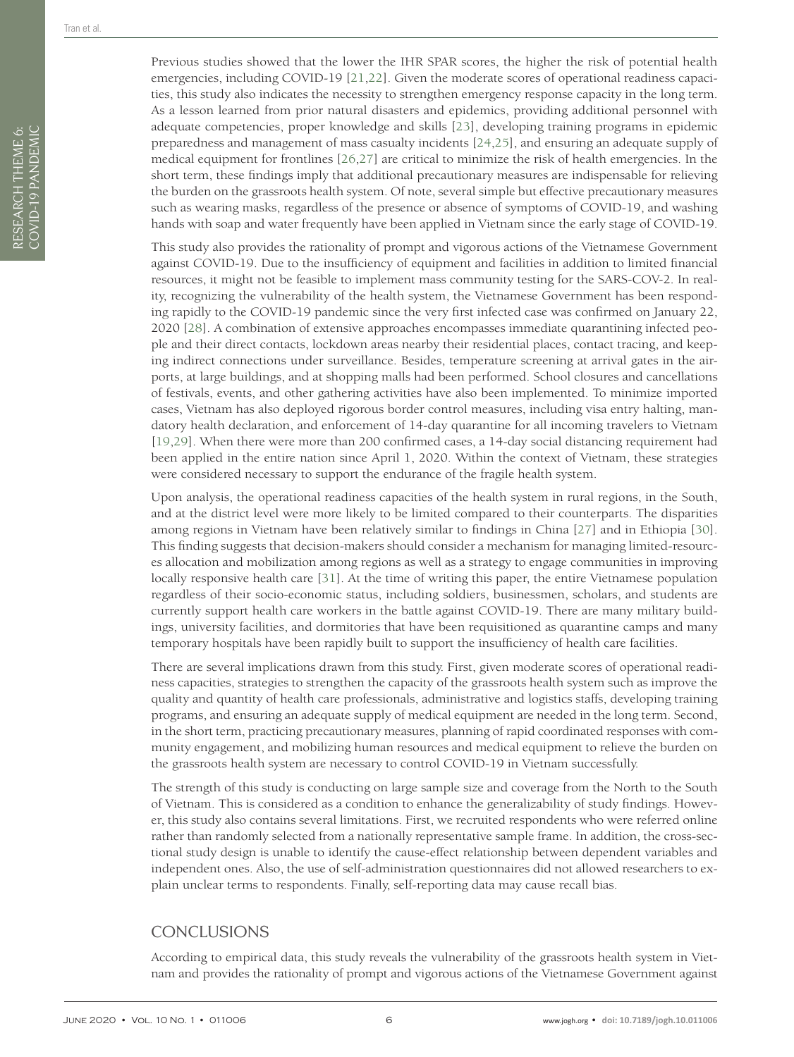Previous studies showed that the lower the IHR SPAR scores, the higher the risk of potential health emergencies, including COVID-19 [21,22]. Given the moderate scores of operational readiness capacities, this study also indicates the necessity to strengthen emergency response capacity in the long term. As a lesson learned from prior natural disasters and epidemics, providing additional personnel with adequate competencies, proper knowledge and skills [23], developing training programs in epidemic preparedness and management of mass casualty incidents [24,25], and ensuring an adequate supply of medical equipment for frontlines [26,27] are critical to minimize the risk of health emergencies. In the short term, these findings imply that additional precautionary measures are indispensable for relieving the burden on the grassroots health system. Of note, several simple but effective precautionary measures such as wearing masks, regardless of the presence or absence of symptoms of COVID-19, and washing hands with soap and water frequently have been applied in Vietnam since the early stage of COVID-19.

This study also provides the rationality of prompt and vigorous actions of the Vietnamese Government against COVID-19. Due to the insufficiency of equipment and facilities in addition to limited financial resources, it might not be feasible to implement mass community testing for the SARS-COV-2. In reality, recognizing the vulnerability of the health system, the Vietnamese Government has been responding rapidly to the COVID-19 pandemic since the very first infected case was confirmed on January 22, 2020 [28]. A combination of extensive approaches encompasses immediate quarantining infected people and their direct contacts, lockdown areas nearby their residential places, contact tracing, and keeping indirect connections under surveillance. Besides, temperature screening at arrival gates in the airports, at large buildings, and at shopping malls had been performed. School closures and cancellations of festivals, events, and other gathering activities have also been implemented. To minimize imported cases, Vietnam has also deployed rigorous border control measures, including visa entry halting, mandatory health declaration, and enforcement of 14-day quarantine for all incoming travelers to Vietnam [19,29]. When there were more than 200 confirmed cases, a 14-day social distancing requirement had been applied in the entire nation since April 1, 2020. Within the context of Vietnam, these strategies were considered necessary to support the endurance of the fragile health system.

Upon analysis, the operational readiness capacities of the health system in rural regions, in the South, and at the district level were more likely to be limited compared to their counterparts. The disparities among regions in Vietnam have been relatively similar to findings in China [27] and in Ethiopia [30]. This finding suggests that decision-makers should consider a mechanism for managing limited-resources allocation and mobilization among regions as well as a strategy to engage communities in improving locally responsive health care [31]. At the time of writing this paper, the entire Vietnamese population regardless of their socio-economic status, including soldiers, businessmen, scholars, and students are currently support health care workers in the battle against COVID-19. There are many military buildings, university facilities, and dormitories that have been requisitioned as quarantine camps and many temporary hospitals have been rapidly built to support the insufficiency of health care facilities.

There are several implications drawn from this study. First, given moderate scores of operational readiness capacities, strategies to strengthen the capacity of the grassroots health system such as improve the quality and quantity of health care professionals, administrative and logistics staffs, developing training programs, and ensuring an adequate supply of medical equipment are needed in the long term. Second, in the short term, practicing precautionary measures, planning of rapid coordinated responses with community engagement, and mobilizing human resources and medical equipment to relieve the burden on the grassroots health system are necessary to control COVID-19 in Vietnam successfully.

The strength of this study is conducting on large sample size and coverage from the North to the South of Vietnam. This is considered as a condition to enhance the generalizability of study findings. However, this study also contains several limitations. First, we recruited respondents who were referred online rather than randomly selected from a nationally representative sample frame. In addition, the cross-sectional study design is unable to identify the cause-effect relationship between dependent variables and independent ones. Also, the use of self-administration questionnaires did not allowed researchers to explain unclear terms to respondents. Finally, self-reporting data may cause recall bias.

## CONCLUSIONS

According to empirical data, this study reveals the vulnerability of the grassroots health system in Vietnam and provides the rationality of prompt and vigorous actions of the Vietnamese Government against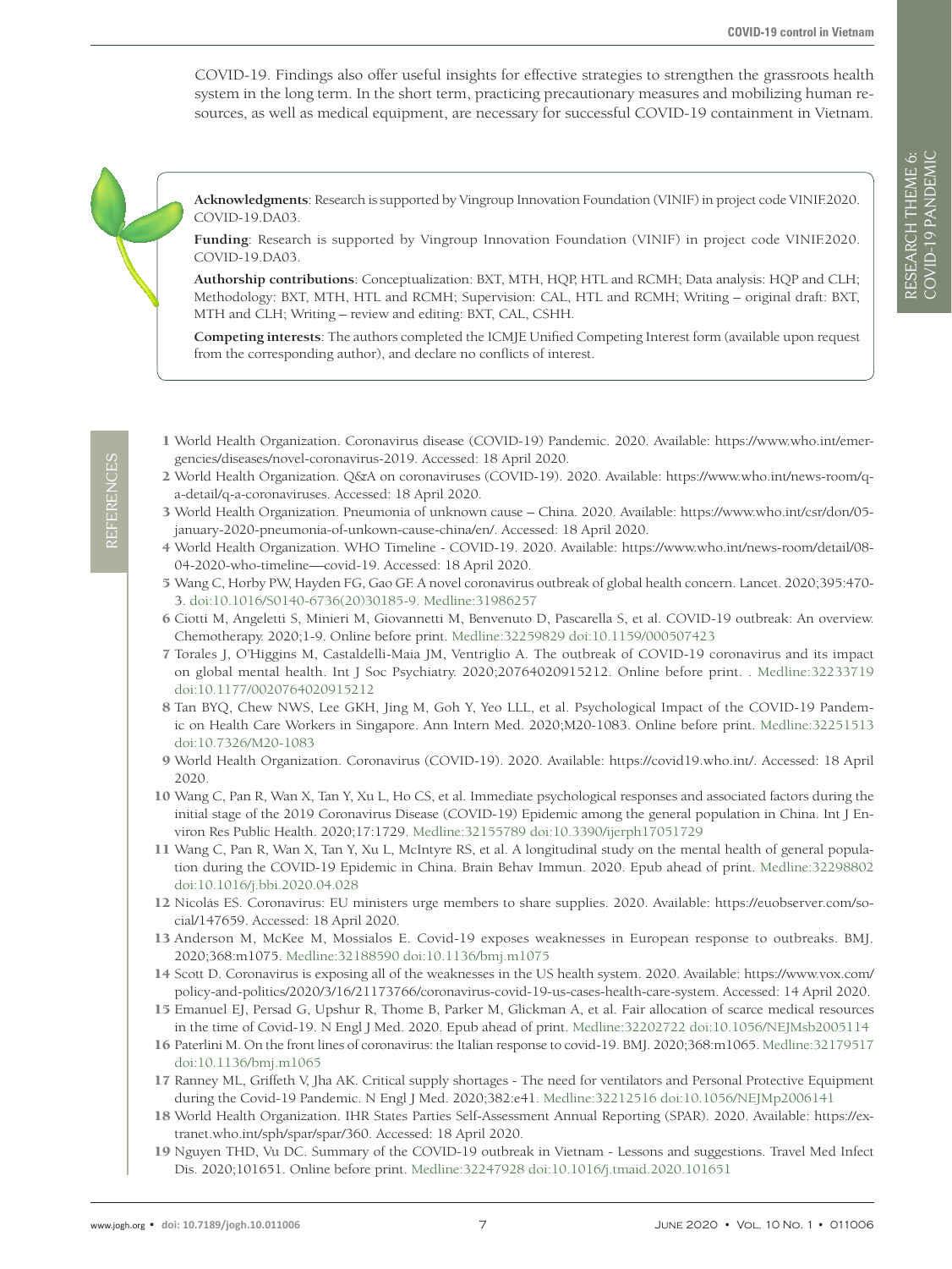COVID-19. Findings also offer useful insights for effective strategies to strengthen the grassroots health system in the long term. In the short term, practicing precautionary measures and mobilizing human resources, as well as medical equipment, are necessary for successful COVID-19 containment in Vietnam.

**Acknowledgments**: Research is supported by Vingroup Innovation Foundation (VINIF) in project code VINIF.2020.COVID-19.DA03.

**Funding**: Research is supported by Vingroup Innovation Foundation (VINIF) in project code VINIF.2020.COVID-19.DA03.

**Authorship contributions**: Conceptualization: BXT, MTH, HQP, HTL and RCMH; Data analysis: HQP and CLH; Methodology: BXT, MTH, HTL and RCMH; Supervision: CAL, HTL and RCMH; Writing – original draft: BXT, MTH and CLH; Writing – review and editing: BXT, CAL, CSHH.

**Competing interests**: The authors completed the ICMJE Unified Competing Interest form (available upon request from the corresponding author), and declare no conflicts of interest.

## REFERENCES

1 World Health Organization. Coronavirus disease (COVID-19) Pandemic. 2020. Available: https://www.who.int/emergencies/diseases/novel-coronavirus-2019. Accessed: 18 April 2020.

2 World Health Organization. Q&A on coronaviruses (COVID-19). 2020. Available: https://www.who.int/news-room/q-a-detail/q-a-coronaviruses. Accessed: 18 April 2020.

3 World Health Organization. Pneumonia of unknown cause – China. 2020. Available: https://www.who.int/csr/don/05-january-2020-pneumonia-of-unkown-cause-china/en/. Accessed: 18 April 2020.

4 World Health Organization. WHO Timeline - COVID-19. 2020. Available: https://www.who.int/news-room/detail/08-04-2020-who-timeline—covid-19. Accessed - 18 April 2020.

5 Wang C, Horby PW, Hayden FG, Gao GF. A novel coronavirus outbreak of global health concern. Lancet. 2020;395:470-3. doi:10.1016/S0140-6736(20)30185-9. Medline:31986257

6 Ciotti M, Angeletti S, Minieri M, Giovannetti M, Benvenuto D, Pascarella S, et al. COVID-19 outbreak: An overview. Chemotherapy. 2020;1-9. Online before print. Medline:32259829 doi:10.1159/000507423

7 Torales J, O'Higgins M, Castaldelli-Maia JM, Ventriglio A. The outbreak of COVID-19 coronavirus and its impact on global mental health. Int J Soc Psychiatry. 2020;20764020915212. Online before print. . Medline:32233719 doi:10.1177/0020764020915212

8 Tan BYQ, Chew NWS, Lee GKH, Jing M, Goh Y, Yeo LLL, et al. Psychological Impact of the COVID-19 Pandemic on Health Care Workers in Singapore. Ann Intern Med. 2020;M20-1083. Online before print. Medline:32251513 doi:10.7326/M20-1083

9 World Health Organization. Coronavirus (COVID-19). 2020. Available: https://covid19.who.int/. Accessed: 18 April 2020.

10 Wang C, Pan R, Wan X, Tan Y, Xu L, Ho CS, et al. Immediate psychological responses and associated factors during the initial stage of the 2019 Coronavirus Disease (COVID-19) Epidemic among the general population in China. Int J Environ Res Public Health. 2020;17:1729. Medline:32155789 doi:10.3390/ijerph17051729

11 Wang C, Pan R, Wan X, Tan Y, Xu L, McIntyre RS, et al. A longitudinal study on the mental health of general population during the COVID-19 Epidemic in China. Brain Behav Immun. 2020. Epub ahead of print. Medline:32298802 doi:10.1016/j.bbi.2020.04.028

12 Nicolás ES. Coronavirus: EU ministers urge members to share supplies. 2020. Available: https://euobserver.com/social/147659. Accessed: 18 April 2020.

13 Anderson M, McKee M, Mossialos E. Covid-19 exposes weaknesses in European response to outbreaks. BMJ. 2020;368:m1075. Medline:32188590 doi:10.1136/bmj.m1075

14 Scott D. Coronavirus is exposing all of the weaknesses in the US health system. 2020. Available: https://www.vox.com/policy-and-politics/2020/3/16/21173766/coronavirus-covid-19-us-cases-health-care-system. Accessed: 14 April 2020.

15 Emanuel EJ, Persad G, Upshur R, Thome B, Parker M, Glickman A, et al. Fair allocation of scarce medical resources in the time of Covid-19. N Engl J Med. 2020. Epub ahead of print. Medline:32202722 doi:10.1056/NEJMsb2005114

16 Paterlini M. On the front lines of coronavirus: the Italian response to covid-19. BMJ. 2020;368:m1065. Medline:32179517 doi:10.1136/bmj.m1065

17 Ranney ML, Griffeth V, Jha AK. Critical supply shortages - The need for ventilators and Personal Protective Equipment during the Covid-19 Pandemic. N Engl J Med. 2020;382:e41. Medline:32212516 doi:10.1056/NEJMp2006141

18 World Health Organization. IHR States Parties Self-Assessment Annual Reporting (SPAR). 2020. Available: https://extranet.who.int/sph/spar/spar/360. Accessed: 18 April 2020.

19 Nguyen THD, Vu DC. Summary of the COVID-19 outbreak in Vietnam - Lessons and suggestions. Travel Med Infect Dis. 2020;101651. Online before print. Medline:32247928 doi:10.1016/j.tmaid.2020.101651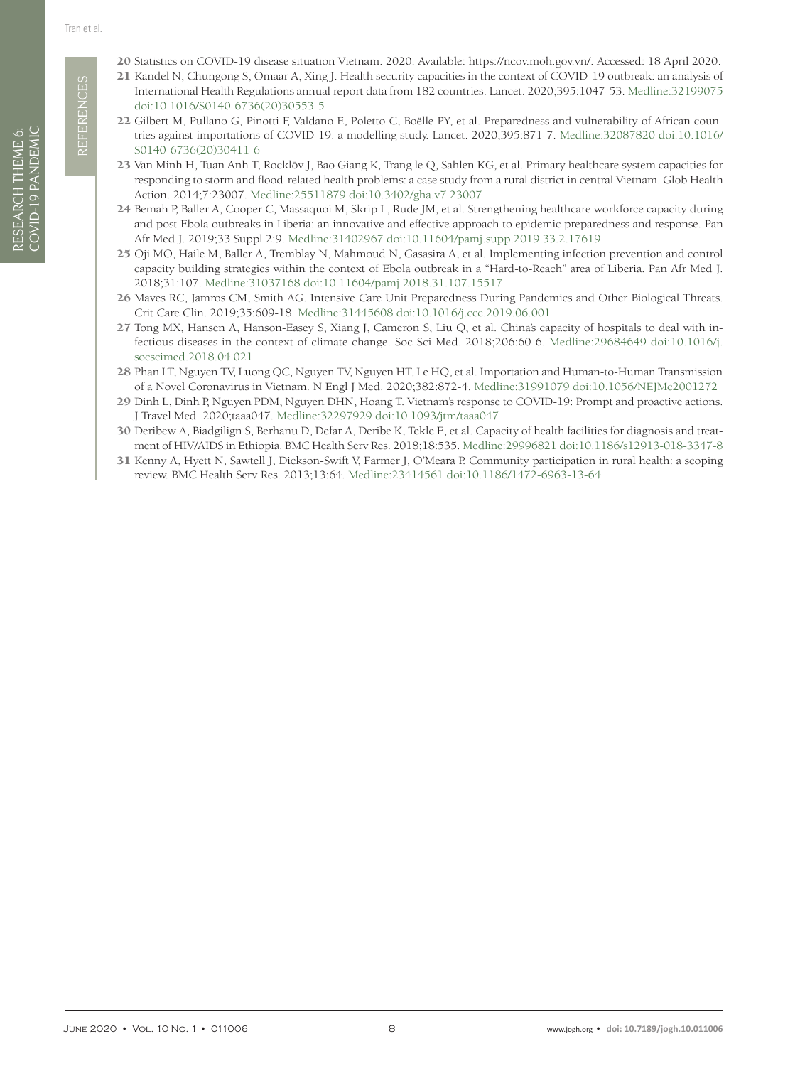20 Statistics on COVID-19 disease situation Vietnam. 2020. Available: https://ncov.moh.gov.vn/. Accessed: 18 April 2020.

21 Kandel N, Chungong S, Omaar A, Xing J. Health security capacities in the context of COVID-19 outbreak: an analysis of International Health Regulations annual report data from 182 countries. Lancet. 2020;395:1047-53. Medline:32199075 doi:10.1016/S0140-6736(20)30553-5

22 Gilbert M, Pullano G, Pinotti F, Valdano E, Poletto C, Boëlle PY, et al. Preparedness and vulnerability of African countries against importations of COVID-19: a modelling study. Lancet. 2020;395:871-7. Medline:32087820 doi:10.1016/S0140-6736(20)30411-6

23 Van Minh H, Tuan Anh T, Rocklöv J, Bao Giang K, Trang le Q, Sahlen KG, et al. Primary healthcare system capacities for responding to storm and flood-related health problems: a case study from a rural district in central Vietnam. Glob Health Action. 2014;7:23007. Medline:25511879 doi:10.3402/gha.v7.23007

24 Bemah P, Baller A, Cooper C, Massaquoi M, Skrip L, Rude JM, et al. Strengthening healthcare workforce capacity during and post Ebola outbreaks in Liberia: an innovative and effective approach to epidemic preparedness and response. Pan Afr Med J. 2019;33 Suppl 2:9. Medline:31402967 doi:10.11604/pamj.supp.2019.33.2.17619

25 Oji MO, Haile M, Baller A, Tremblay N, Mahmoud N, Gasasira A, et al. Implementing infection prevention and control capacity building strategies within the context of Ebola outbreak in a "Hard-to-Reach" area of Liberia. Pan Afr Med J. 2018;31:107. Medline:31037168 doi:10.11604/pamj.2018.31.107.15517

26 Maves RC, Jamros CM, Smith AG. Intensive Care Unit Preparedness During Pandemics and Other Biological Threats. Crit Care Clin. 2019;35:609-18. Medline:31445608 doi:10.1016/j.ccc.2019.06.001

27 Tong MX, Hansen A, Hanson-Easey S, Xiang J, Cameron S, Liu Q, et al. China's capacity of hospitals to deal with infectious diseases in the context of climate change. Soc Sci Med. 2018;206:60-6. Medline:29684649 doi:10.1016/j.socscimed.2018.04.021

28 Phan LT, Nguyen TV, Luong QC, Nguyen TV, Nguyen HT, Le HQ, et al. Importation and Human-to-Human Transmission of a Novel Coronavirus in Vietnam. N Engl J Med. 2020;382:872-4. Medline:31991079 doi:10.1056/NEJMc2001272

29 Dinh L, Dinh P, Nguyen PDM, Nguyen DHN, Hoang T. Vietnam's response to COVID-19: Prompt and proactive actions. J Travel Med. 2020;taaa047. Medline:32297929 doi:10.1093/jtm/taaa047

30 Deribew A, Biadgilign S, Berhanu D, Defar A, Deribe K, Tekle E, et al. Capacity of health facilities for diagnosis and treatment of HIV/AIDS in Ethiopia. BMC Health Serv Res. 2018;18:535. Medline:29996821 doi:10.1186/s12913-018-3347-8

31 Kenny A, Hyett N, Sawtell J, Dickson-Swift V, Farmer J, O'Meara P. Community participation in rural health: a scoping review. BMC Health Serv Res. 2013;13:64. Medline:23414561 doi:10.1186/1472-6963-13-64